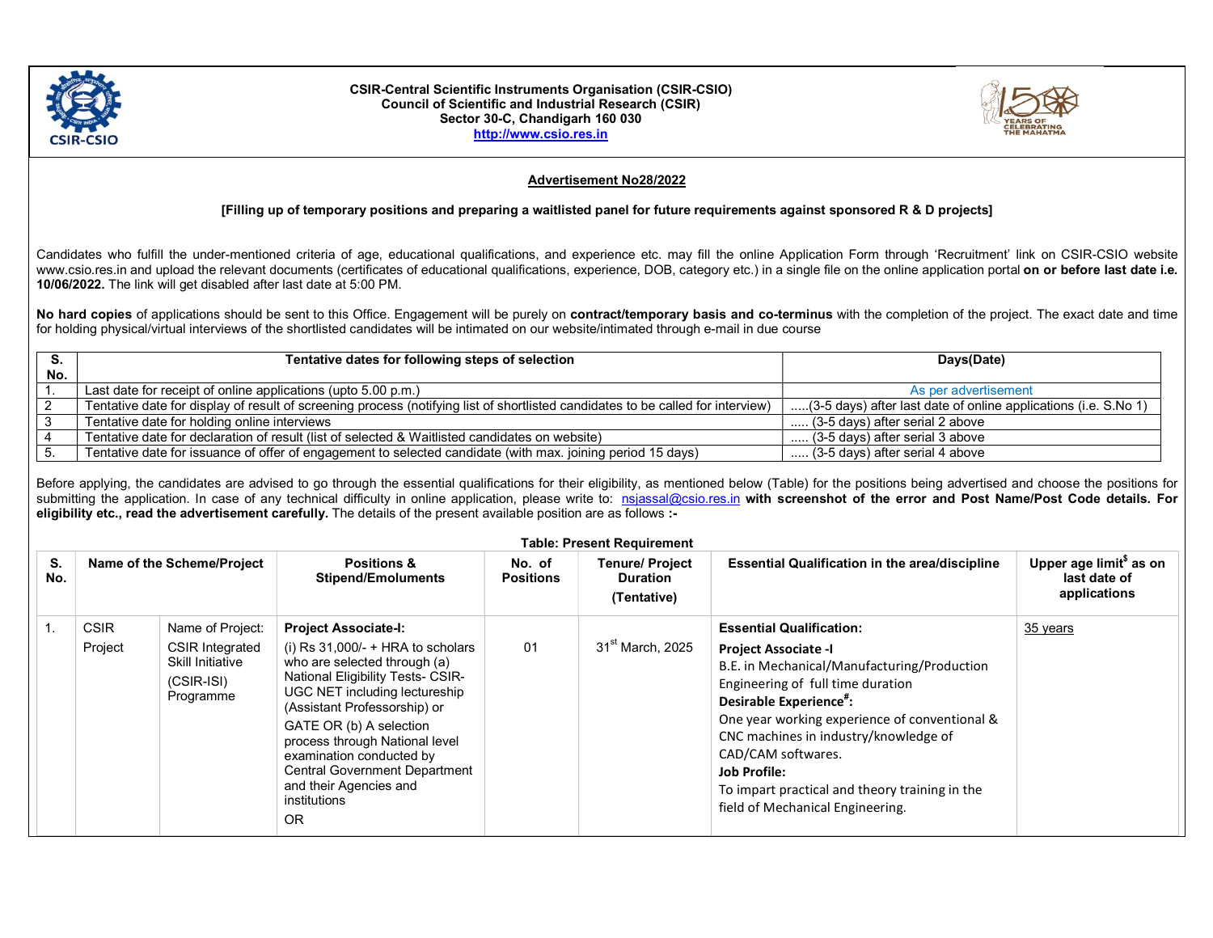**CSIR-Central Scientific Instruments Organisation (CSIR-CSIO)**
**Council of Scientific and Industrial Research (CSIR)**
**Sector 30-C, Chandigarh 160 030**
**http://www.csio.res.in**

## Advertisement No28/2022

**[Filling up of temporary positions and preparing a waitlisted panel for future requirements against sponsored R & D projects]**

Candidates who fulfill the under-mentioned criteria of age, educational qualifications, and experience etc. may fill the online Application Form through 'Recruitment' link on CSIR-CSIO website www.csio.res.in and upload the relevant documents (certificates of educational qualifications, experience, DOB, category etc.) in a single file on the online application portal **on or before last date i.e. 10/06/2022.** The link will get disabled after last date at 5:00 PM.

**No hard copies** of applications should be sent to this Office. Engagement will be purely on **contract/temporary basis and co-terminus** with the completion of the project. The exact date and time for holding physical/virtual interviews of the shortlisted candidates will be intimated on our website/intimated through e-mail in due course

| S. No. | Tentative dates for following steps of selection | Days(Date) |
|---|---|---|
| 1. | Last date for receipt of online applications (upto 5.00 p.m.) | As per advertisement |
| 2 | Tentative date for display of result of screening process (notifying list of shortlisted candidates to be called for interview) | .....(3-5 days) after last date of online applications (i.e. S.No 1) |
| 3 | Tentative date for holding online interviews | ..... (3-5 days) after serial 2 above |
| 4 | Tentative date for declaration of result (list of selected & Waitlisted candidates on website) | ..... (3-5 days) after serial 3 above |
| 5. | Tentative date for issuance of offer of engagement to selected candidate (with max. joining period 15 days) | ..... (3-5 days) after serial 4 above |

Before applying, the candidates are advised to go through the essential qualifications for their eligibility, as mentioned below (Table) for the positions being advertised and choose the positions for submitting the application. In case of any technical difficulty in online application, please write to: nsjassal@csio.res.in **with screenshot of the error and Post Name/Post Code details. For eligibility etc., read the advertisement carefully.** The details of the present available position are as follows **:-**

**Table: Present Requirement**

| S. No. | Name of the Scheme/Project | | Positions & Stipend/Emoluments | No. of Positions | Tenure/ Project Duration (Tentative) | Essential Qualification in the area/discipline | Upper age limit[$] as on last date of applications |
|---|---|---|---|---|---|---|---|
| 1. | CSIR Project | Name of Project: CSIR Integrated Skill Initiative (CSIR-ISI) Programme | **Project Associate-I:** (i) Rs 31,000/- + HRA to scholars who are selected through (a) National Eligibility Tests- CSIR-UGC NET including lectureship (Assistant Professorship) or GATE OR (b) A selection process through National level examination conducted by Central Government Department and their Agencies and institutions OR | 01 | 31st March, 2025 | **Essential Qualification:** **Project Associate -I** B.E. in Mechanical/Manufacturing/Production Engineering of full time duration **Desirable Experience[#]:** One year working experience of conventional & CNC machines in industry/knowledge of CAD/CAM softwares. **Job Profile:** To impart practical and theory training in the field of Mechanical Engineering. | 35 years |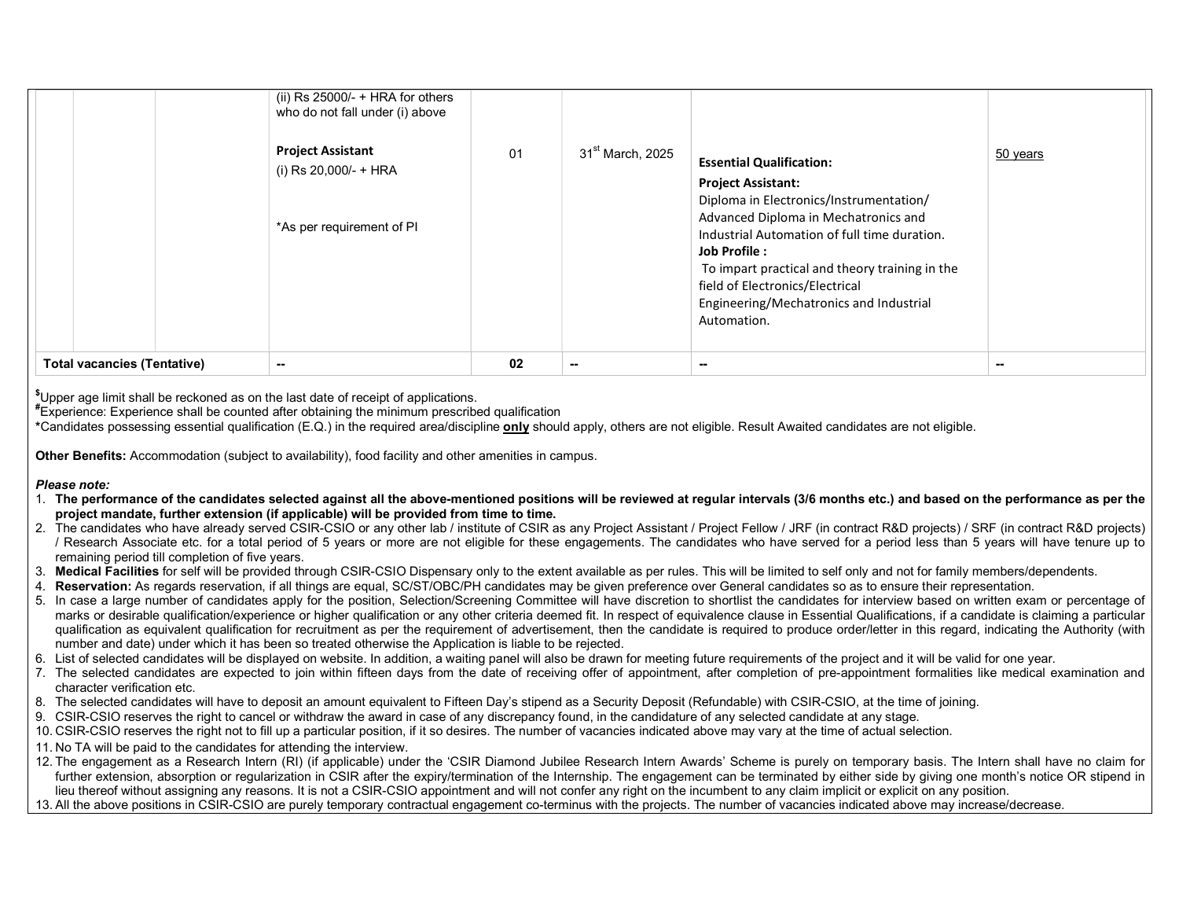| | | | | | | | |
|---|---|---|---|---|---|---|---|
| | | | (ii) Rs 25000/- + HRA for others who do not fall under (i) above<br><br>**Project Assistant**<br>(i) Rs 20,000/- + HRA<br><br>*As per requirement of PI | 01 | 31st March, 2025 | **Essential Qualification:**<br>**Project Assistant:**<br>Diploma in Electronics/Instrumentation/ Advanced Diploma in Mechatronics and Industrial Automation of full time duration.<br>**Job Profile :**<br>To impart practical and theory training in the field of Electronics/Electrical Engineering/Mechatronics and Industrial Automation. | 50 years |
| **Total vacancies (Tentative)** | | | **--** | **02** | **--** | **--** | **--** |

$Upper age limit shall be reckoned as on the last date of receipt of applications.
#Experience: Experience shall be counted after obtaining the minimum prescribed qualification
*Candidates possessing essential qualification (E.Q.) in the required area/discipline **only** should apply, others are not eligible. Result Awaited candidates are not eligible.

**Other Benefits:** Accommodation (subject to availability), food facility and other amenities in campus.

***Please note:***

1. **The performance of the candidates selected against all the above-mentioned positions will be reviewed at regular intervals (3/6 months etc.) and based on the performance as per the project mandate, further extension (if applicable) will be provided from time to time.**
2. The candidates who have already served CSIR-CSIO or any other lab / institute of CSIR as any Project Assistant / Project Fellow / JRF (in contract R&D projects) / SRF (in contract R&D projects) / Research Associate etc. for a total period of 5 years or more are not eligible for these engagements. The candidates who have served for a period less than 5 years will have tenure up to remaining period till completion of five years.
3. **Medical Facilities** for self will be provided through CSIR-CSIO Dispensary only to the extent available as per rules. This will be limited to self only and not for family members/dependents.
4. **Reservation:** As regards reservation, if all things are equal, SC/ST/OBC/PH candidates may be given preference over General candidates so as to ensure their representation.
5. In case a large number of candidates apply for the position, Selection/Screening Committee will have discretion to shortlist the candidates for interview based on written exam or percentage of marks or desirable qualification/experience or higher qualification or any other criteria deemed fit. In respect of equivalence clause in Essential Qualifications, if a candidate is claiming a particular qualification as equivalent qualification for recruitment as per the requirement of advertisement, then the candidate is required to produce order/letter in this regard, indicating the Authority (with number and date) under which it has been so treated otherwise the Application is liable to be rejected.
6. List of selected candidates will be displayed on website. In addition, a waiting panel will also be drawn for meeting future requirements of the project and it will be valid for one year.
7. The selected candidates are expected to join within fifteen days from the date of receiving offer of appointment, after completion of pre-appointment formalities like medical examination and character verification etc.
8. The selected candidates will have to deposit an amount equivalent to Fifteen Day's stipend as a Security Deposit (Refundable) with CSIR-CSIO, at the time of joining.
9. CSIR-CSIO reserves the right to cancel or withdraw the award in case of any discrepancy found, in the candidature of any selected candidate at any stage.
10. CSIR-CSIO reserves the right not to fill up a particular position, if it so desires. The number of vacancies indicated above may vary at the time of actual selection.
11. No TA will be paid to the candidates for attending the interview.
12. The engagement as a Research Intern (RI) (if applicable) under the 'CSIR Diamond Jubilee Research Intern Awards' Scheme is purely on temporary basis. The Intern shall have no claim for further extension, absorption or regularization in CSIR after the expiry/termination of the Internship. The engagement can be terminated by either side by giving one month's notice OR stipend in lieu thereof without assigning any reasons. It is not a CSIR-CSIO appointment and will not confer any right on the incumbent to any claim implicit or explicit on any position.
13. All the above positions in CSIR-CSIO are purely temporary contractual engagement co-terminus with the projects. The number of vacancies indicated above may increase/decrease.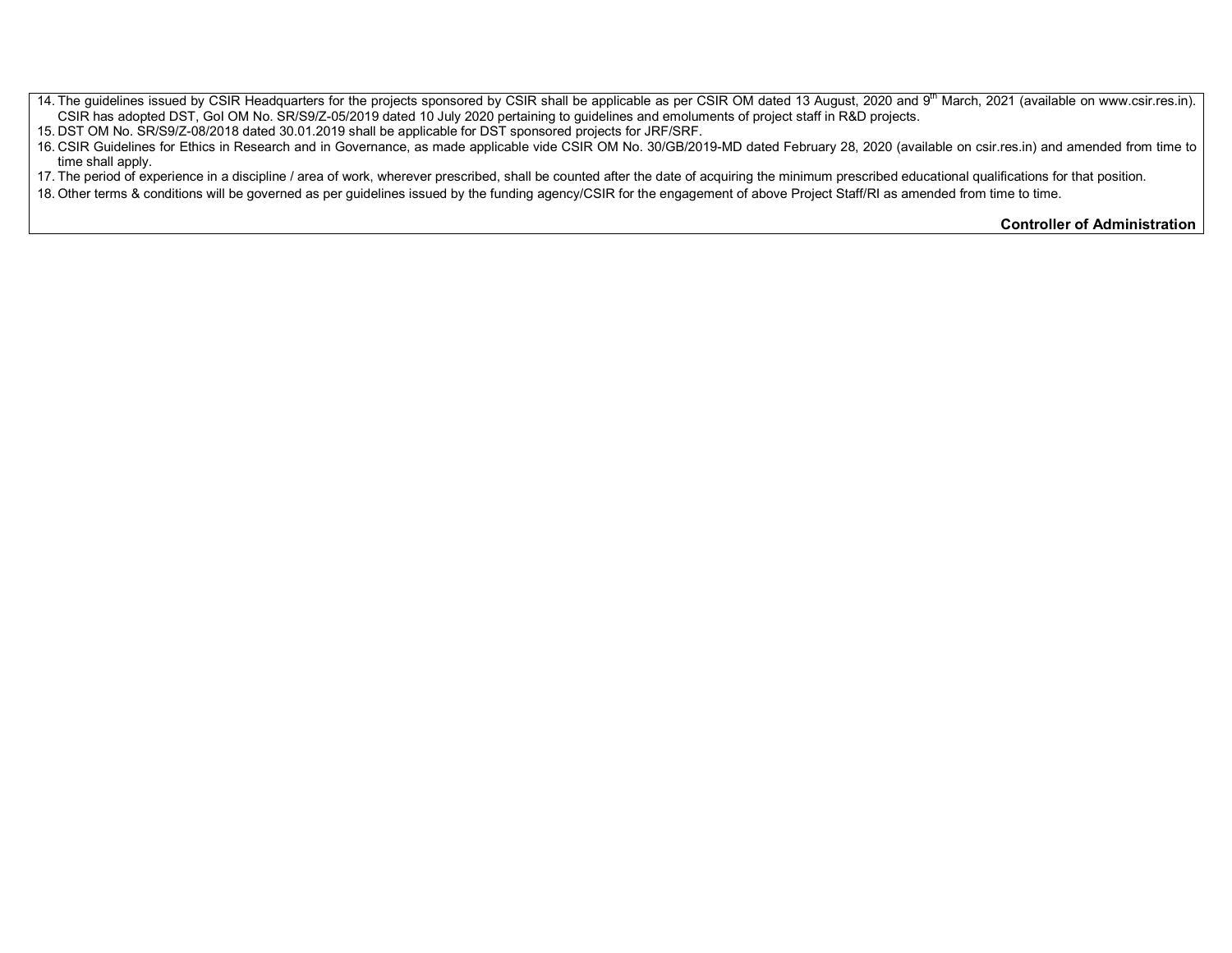14. The guidelines issued by CSIR Headquarters for the projects sponsored by CSIR shall be applicable as per CSIR OM dated 13 August, 2020 and 9th March, 2021 (available on www.csir.res.in). CSIR has adopted DST, GoI OM No. SR/S9/Z-05/2019 dated 10 July 2020 pertaining to guidelines and emoluments of project staff in R&D projects.
15. DST OM No. SR/S9/Z-08/2018 dated 30.01.2019 shall be applicable for DST sponsored projects for JRF/SRF.
16. CSIR Guidelines for Ethics in Research and in Governance, as made applicable vide CSIR OM No. 30/GB/2019-MD dated February 28, 2020 (available on csir.res.in) and amended from time to time shall apply.
17. The period of experience in a discipline / area of work, wherever prescribed, shall be counted after the date of acquiring the minimum prescribed educational qualifications for that position.
18. Other terms & conditions will be governed as per guidelines issued by the funding agency/CSIR for the engagement of above Project Staff/RI as amended from time to time.

**Controller of Administration**